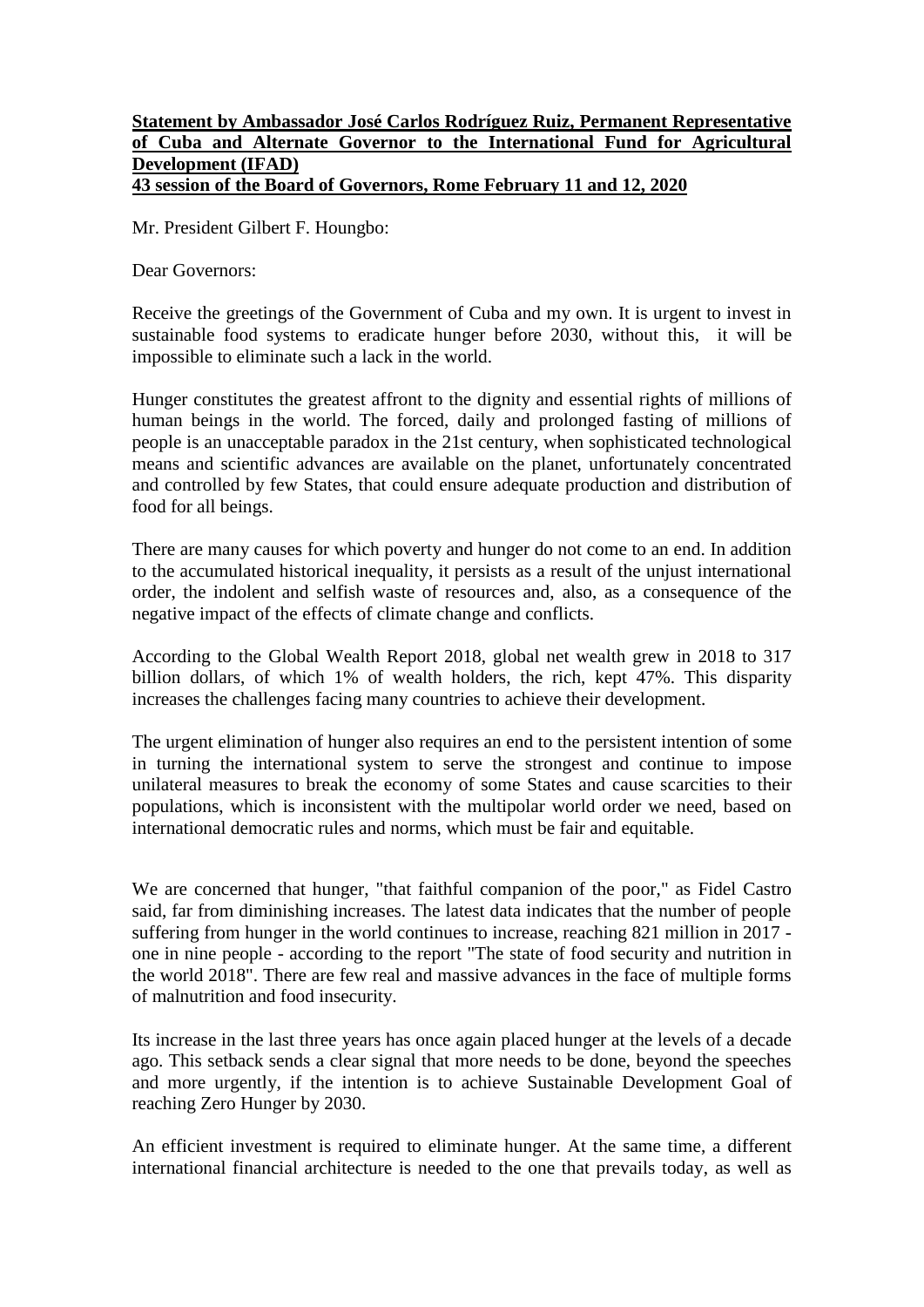**Statement by Ambassador José Carlos Rodríguez Ruiz, Permanent Representative of Cuba and Alternate Governor to the International Fund for Agricultural Development (IFAD)**
**43 session of the Board of Governors, Rome February 11 and 12, 2020**

Mr. President Gilbert F. Houngbo:

Dear Governors:

Receive the greetings of the Government of Cuba and my own. It is urgent to invest in sustainable food systems to eradicate hunger before 2030, without this, it will be impossible to eliminate such a lack in the world.

Hunger constitutes the greatest affront to the dignity and essential rights of millions of human beings in the world. The forced, daily and prolonged fasting of millions of people is an unacceptable paradox in the 21st century, when sophisticated technological means and scientific advances are available on the planet, unfortunately concentrated and controlled by few States, that could ensure adequate production and distribution of food for all beings.

There are many causes for which poverty and hunger do not come to an end. In addition to the accumulated historical inequality, it persists as a result of the unjust international order, the indolent and selfish waste of resources and, also, as a consequence of the negative impact of the effects of climate change and conflicts.

According to the Global Wealth Report 2018, global net wealth grew in 2018 to 317 billion dollars, of which 1% of wealth holders, the rich, kept 47%. This disparity increases the challenges facing many countries to achieve their development.

The urgent elimination of hunger also requires an end to the persistent intention of some in turning the international system to serve the strongest and continue to impose unilateral measures to break the economy of some States and cause scarcities to their populations, which is inconsistent with the multipolar world order we need, based on international democratic rules and norms, which must be fair and equitable.

We are concerned that hunger, "that faithful companion of the poor," as Fidel Castro said, far from diminishing increases. The latest data indicates that the number of people suffering from hunger in the world continues to increase, reaching 821 million in 2017 - one in nine people - according to the report "The state of food security and nutrition in the world 2018". There are few real and massive advances in the face of multiple forms of malnutrition and food insecurity.

Its increase in the last three years has once again placed hunger at the levels of a decade ago. This setback sends a clear signal that more needs to be done, beyond the speeches and more urgently, if the intention is to achieve Sustainable Development Goal of reaching Zero Hunger by 2030.

An efficient investment is required to eliminate hunger. At the same time, a different international financial architecture is needed to the one that prevails today, as well as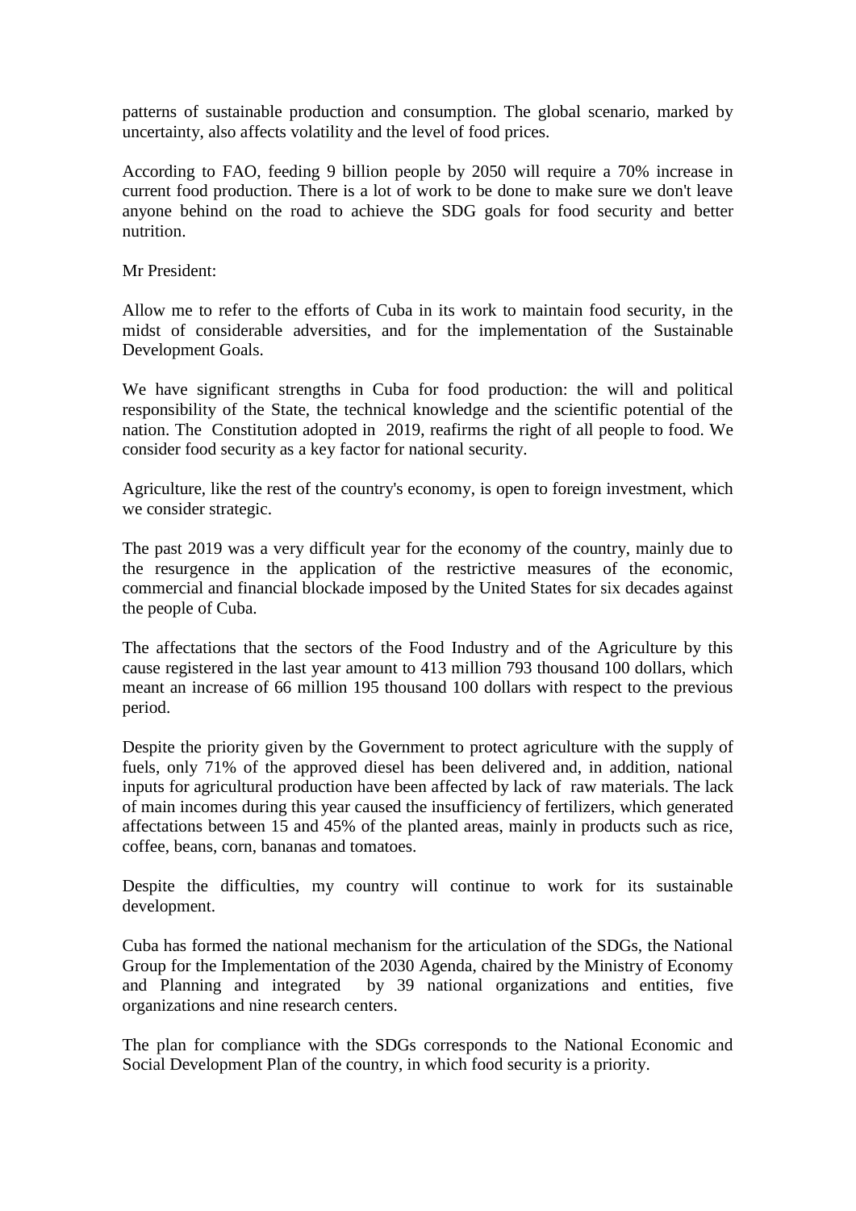patterns of sustainable production and consumption. The global scenario, marked by uncertainty, also affects volatility and the level of food prices.

According to FAO, feeding 9 billion people by 2050 will require a 70% increase in current food production. There is a lot of work to be done to make sure we don't leave anyone behind on the road to achieve the SDG goals for food security and better nutrition.

Mr President:

Allow me to refer to the efforts of Cuba in its work to maintain food security, in the midst of considerable adversities, and for the implementation of the Sustainable Development Goals.

We have significant strengths in Cuba for food production: the will and political responsibility of the State, the technical knowledge and the scientific potential of the nation. The Constitution adopted in 2019, reafirms the right of all people to food. We consider food security as a key factor for national security.

Agriculture, like the rest of the country's economy, is open to foreign investment, which we consider strategic.

The past 2019 was a very difficult year for the economy of the country, mainly due to the resurgence in the application of the restrictive measures of the economic, commercial and financial blockade imposed by the United States for six decades against the people of Cuba.

The affectations that the sectors of the Food Industry and of the Agriculture by this cause registered in the last year amount to 413 million 793 thousand 100 dollars, which meant an increase of 66 million 195 thousand 100 dollars with respect to the previous period.

Despite the priority given by the Government to protect agriculture with the supply of fuels, only 71% of the approved diesel has been delivered and, in addition, national inputs for agricultural production have been affected by lack of raw materials. The lack of main incomes during this year caused the insufficiency of fertilizers, which generated affectations between 15 and 45% of the planted areas, mainly in products such as rice, coffee, beans, corn, bananas and tomatoes.

Despite the difficulties, my country will continue to work for its sustainable development.

Cuba has formed the national mechanism for the articulation of the SDGs, the National Group for the Implementation of the 2030 Agenda, chaired by the Ministry of Economy and Planning and integrated by 39 national organizations and entities, five organizations and nine research centers.

The plan for compliance with the SDGs corresponds to the National Economic and Social Development Plan of the country, in which food security is a priority.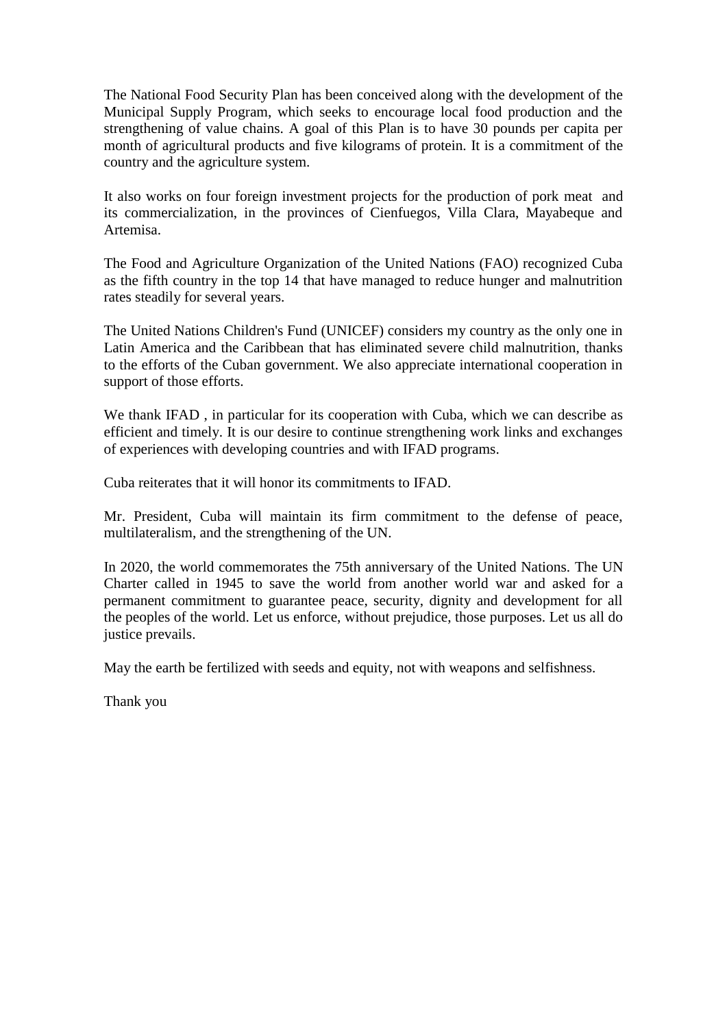The National Food Security Plan has been conceived along with the development of the Municipal Supply Program, which seeks to encourage local food production and the strengthening of value chains. A goal of this Plan is to have 30 pounds per capita per month of agricultural products and five kilograms of protein. It is a commitment of the country and the agriculture system.

It also works on four foreign investment projects for the production of pork meat and its commercialization, in the provinces of Cienfuegos, Villa Clara, Mayabeque and Artemisa.

The Food and Agriculture Organization of the United Nations (FAO) recognized Cuba as the fifth country in the top 14 that have managed to reduce hunger and malnutrition rates steadily for several years.

The United Nations Children's Fund (UNICEF) considers my country as the only one in Latin America and the Caribbean that has eliminated severe child malnutrition, thanks to the efforts of the Cuban government. We also appreciate international cooperation in support of those efforts.

We thank IFAD , in particular for its cooperation with Cuba, which we can describe as efficient and timely. It is our desire to continue strengthening work links and exchanges of experiences with developing countries and with IFAD programs.

Cuba reiterates that it will honor its commitments to IFAD.

Mr. President, Cuba will maintain its firm commitment to the defense of peace, multilateralism, and the strengthening of the UN.

In 2020, the world commemorates the 75th anniversary of the United Nations. The UN Charter called in 1945 to save the world from another world war and asked for a permanent commitment to guarantee peace, security, dignity and development for all the peoples of the world. Let us enforce, without prejudice, those purposes. Let us all do justice prevails.

May the earth be fertilized with seeds and equity, not with weapons and selfishness.

Thank you